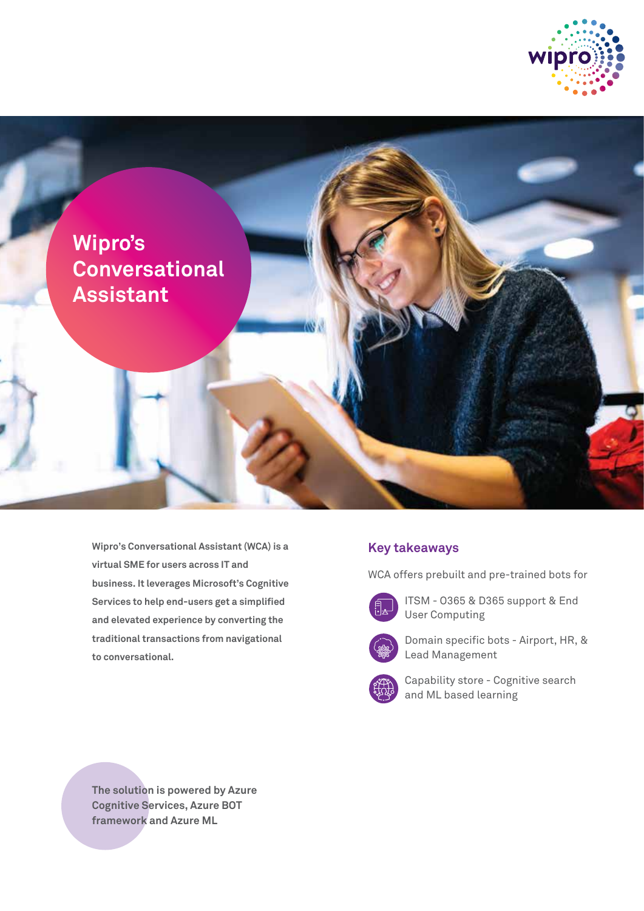# Wipro's Conversational Assistant

**Wipro's Conversational Assistant (WCA) is a virtual SME for users across IT and business. It leverages Microsoft's Cognitive Services to help end-users get a simplified and elevated experience by converting the traditional transactions from navigational to conversational.**

## Key takeaways

WCA offers prebuilt and pre-trained bots for

- ITSM - O365 & D365 support & End User Computing
- Domain specific bots - Airport, HR, & Lead Management
- Capability store - Cognitive search and ML based learning

**The solution is powered by Azure Cognitive Services, Azure BOT framework and Azure ML**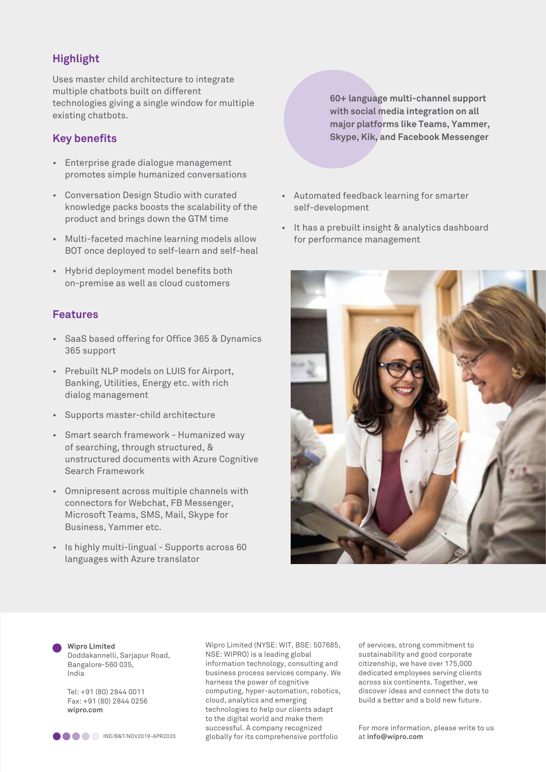## Highlight

Uses master child architecture to integrate multiple chatbots built on different technologies giving a single window for multiple existing chatbots.

## Key benefits

- Enterprise grade dialogue management promotes simple humanized conversations
- Conversation Design Studio with curated knowledge packs boosts the scalability of the product and brings down the GTM time
- Multi-faceted machine learning models allow BOT once deployed to self-learn and self-heal
- Hybrid deployment model benefits both on-premise as well as cloud customers

## Features

- SaaS based offering for Office 365 & Dynamics 365 support
- Prebuilt NLP models on LUIS for Airport, Banking, Utilities, Energy etc. with rich dialog management
- Supports master-child architecture
- Smart search framework - Humanized way of searching, through structured, & unstructured documents with Azure Cognitive Search Framework
- Omnipresent across multiple channels with connectors for Webchat, FB Messenger, Microsoft Teams, SMS, Mail, Skype for Business, Yammer etc.
- Is highly multi-lingual - Supports across 60 languages with Azure translator

**60+ language multi-channel support with social media integration on all major platforms like Teams, Yammer, Skype, Kik, and Facebook Messenger**

- Automated feedback learning for smarter self-development
- It has a prebuilt insight & analytics dashboard for performance management

**Wipro Limited**
Doddakannelli, Sarjapur Road,
Bangalore-560 035,
India

Tel: +91 (80) 2844 0011
Fax: +91 (80) 2844 0256
**wipro.com**

Wipro Limited (NYSE: WIT, BSE: 507685, NSE: WIPRO) is a leading global information technology, consulting and business process services company. We harness the power of cognitive computing, hyper-automation, robotics, cloud, analytics and emerging technologies to help our clients adapt to the digital world and make them successful. A company recognized globally for its comprehensive portfolio of services, strong commitment to sustainability and good corporate citizenship, we have over 175,000 dedicated employees serving clients across six continents. Together, we discover ideas and connect the dots to build a better and a bold new future.

For more information, please write to us at **info@wipro.com**

IND/B&T/NOV2019-APR2020